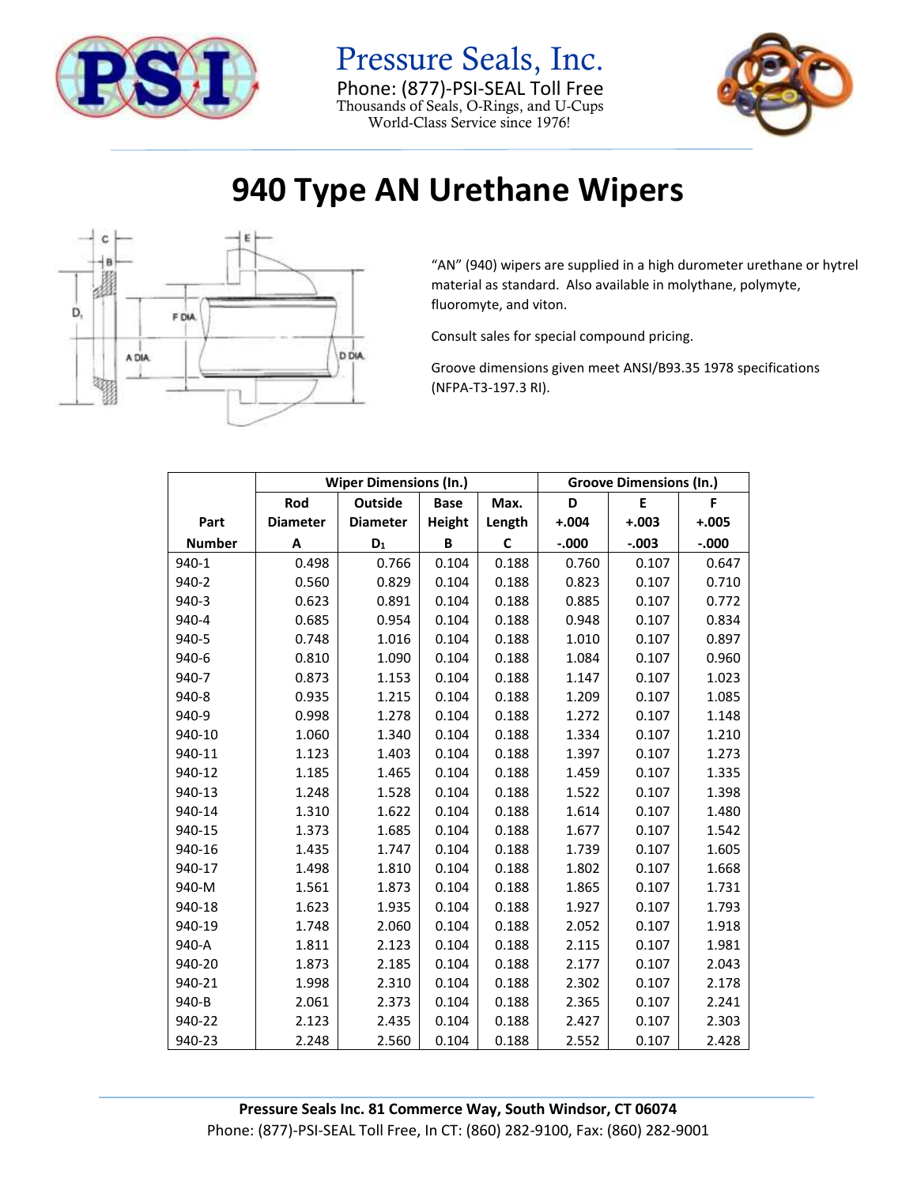Pressure Seals, Inc.
Phone: (877)-PSI-SEAL Toll Free
Thousands of Seals, O-Rings, and U-Cups
World-Class Service since 1976!

# 940 Type AN Urethane Wipers

"AN" (940) wipers are supplied in a high durometer urethane or hytrel material as standard. Also available in molythane, polymyte, fluoromyte, and viton.

Consult sales for special compound pricing.

Groove dimensions given meet ANSI/B93.35 1978 specifications (NFPA-T3-197.3 RI).

| | Wiper Dimensions (In.) | | | | Groove Dimensions (In.) | | |
|---|---|---|---|---|---|---|---|
| Part Number | Rod Diameter A | Outside Diameter $D_1$ | Base Height B | Max. Length C | D +.004 -.000 | E +.003 -.003 | F +.005 -.000 |
| 940-1 | 0.498 | 0.766 | 0.104 | 0.188 | 0.760 | 0.107 | 0.647 |
| 940-2 | 0.560 | 0.829 | 0.104 | 0.188 | 0.823 | 0.107 | 0.710 |
| 940-3 | 0.623 | 0.891 | 0.104 | 0.188 | 0.885 | 0.107 | 0.772 |
| 940-4 | 0.685 | 0.954 | 0.104 | 0.188 | 0.948 | 0.107 | 0.834 |
| 940-5 | 0.748 | 1.016 | 0.104 | 0.188 | 1.010 | 0.107 | 0.897 |
| 940-6 | 0.810 | 1.090 | 0.104 | 0.188 | 1.084 | 0.107 | 0.960 |
| 940-7 | 0.873 | 1.153 | 0.104 | 0.188 | 1.147 | 0.107 | 1.023 |
| 940-8 | 0.935 | 1.215 | 0.104 | 0.188 | 1.209 | 0.107 | 1.085 |
| 940-9 | 0.998 | 1.278 | 0.104 | 0.188 | 1.272 | 0.107 | 1.148 |
| 940-10 | 1.060 | 1.340 | 0.104 | 0.188 | 1.334 | 0.107 | 1.210 |
| 940-11 | 1.123 | 1.403 | 0.104 | 0.188 | 1.397 | 0.107 | 1.273 |
| 940-12 | 1.185 | 1.465 | 0.104 | 0.188 | 1.459 | 0.107 | 1.335 |
| 940-13 | 1.248 | 1.528 | 0.104 | 0.188 | 1.522 | 0.107 | 1.398 |
| 940-14 | 1.310 | 1.622 | 0.104 | 0.188 | 1.614 | 0.107 | 1.480 |
| 940-15 | 1.373 | 1.685 | 0.104 | 0.188 | 1.677 | 0.107 | 1.542 |
| 940-16 | 1.435 | 1.747 | 0.104 | 0.188 | 1.739 | 0.107 | 1.605 |
| 940-17 | 1.498 | 1.810 | 0.104 | 0.188 | 1.802 | 0.107 | 1.668 |
| 940-M | 1.561 | 1.873 | 0.104 | 0.188 | 1.865 | 0.107 | 1.731 |
| 940-18 | 1.623 | 1.935 | 0.104 | 0.188 | 1.927 | 0.107 | 1.793 |
| 940-19 | 1.748 | 2.060 | 0.104 | 0.188 | 2.052 | 0.107 | 1.918 |
| 940-A | 1.811 | 2.123 | 0.104 | 0.188 | 2.115 | 0.107 | 1.981 |
| 940-20 | 1.873 | 2.185 | 0.104 | 0.188 | 2.177 | 0.107 | 2.043 |
| 940-21 | 1.998 | 2.310 | 0.104 | 0.188 | 2.302 | 0.107 | 2.178 |
| 940-B | 2.061 | 2.373 | 0.104 | 0.188 | 2.365 | 0.107 | 2.241 |
| 940-22 | 2.123 | 2.435 | 0.104 | 0.188 | 2.427 | 0.107 | 2.303 |
| 940-23 | 2.248 | 2.560 | 0.104 | 0.188 | 2.552 | 0.107 | 2.428 |

**Pressure Seals Inc. 81 Commerce Way, South Windsor, CT 06074**
Phone: (877)-PSI-SEAL Toll Free, In CT: (860) 282-9100, Fax: (860) 282-9001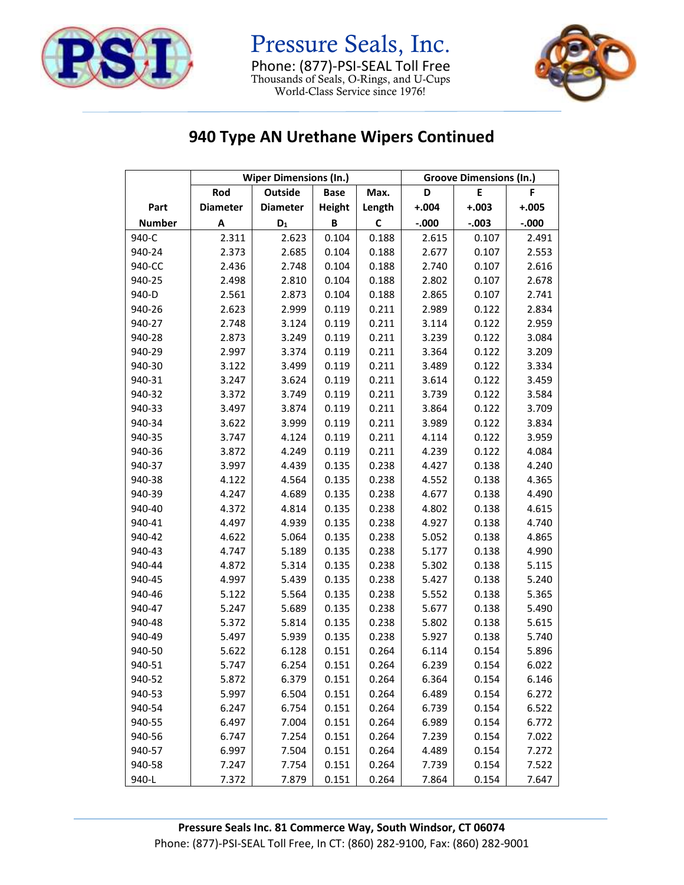# 940 Type AN Urethane Wipers Continued

| Part Number | Wiper Dimensions (In.) | | | | Groove Dimensions (In.) | | |
|---|---|---|---|---|---|---|---|
| | Rod Diameter A | Outside Diameter $D_1$ | Base Height B | Max. Length C | D +.004 -.000 | E +.003 -.003 | F +.005 -.000 |
| 940-C | 2.311 | 2.623 | 0.104 | 0.188 | 2.615 | 0.107 | 2.491 |
| 940-24 | 2.373 | 2.685 | 0.104 | 0.188 | 2.677 | 0.107 | 2.553 |
| 940-CC | 2.436 | 2.748 | 0.104 | 0.188 | 2.740 | 0.107 | 2.616 |
| 940-25 | 2.498 | 2.810 | 0.104 | 0.188 | 2.802 | 0.107 | 2.678 |
| 940-D | 2.561 | 2.873 | 0.104 | 0.188 | 2.865 | 0.107 | 2.741 |
| 940-26 | 2.623 | 2.999 | 0.119 | 0.211 | 2.989 | 0.122 | 2.834 |
| 940-27 | 2.748 | 3.124 | 0.119 | 0.211 | 3.114 | 0.122 | 2.959 |
| 940-28 | 2.873 | 3.249 | 0.119 | 0.211 | 3.239 | 0.122 | 3.084 |
| 940-29 | 2.997 | 3.374 | 0.119 | 0.211 | 3.364 | 0.122 | 3.209 |
| 940-30 | 3.122 | 3.499 | 0.119 | 0.211 | 3.489 | 0.122 | 3.334 |
| 940-31 | 3.247 | 3.624 | 0.119 | 0.211 | 3.614 | 0.122 | 3.459 |
| 940-32 | 3.372 | 3.749 | 0.119 | 0.211 | 3.739 | 0.122 | 3.584 |
| 940-33 | 3.497 | 3.874 | 0.119 | 0.211 | 3.864 | 0.122 | 3.709 |
| 940-34 | 3.622 | 3.999 | 0.119 | 0.211 | 3.989 | 0.122 | 3.834 |
| 940-35 | 3.747 | 4.124 | 0.119 | 0.211 | 4.114 | 0.122 | 3.959 |
| 940-36 | 3.872 | 4.249 | 0.119 | 0.211 | 4.239 | 0.122 | 4.084 |
| 940-37 | 3.997 | 4.439 | 0.135 | 0.238 | 4.427 | 0.138 | 4.240 |
| 940-38 | 4.122 | 4.564 | 0.135 | 0.238 | 4.552 | 0.138 | 4.365 |
| 940-39 | 4.247 | 4.689 | 0.135 | 0.238 | 4.677 | 0.138 | 4.490 |
| 940-40 | 4.372 | 4.814 | 0.135 | 0.238 | 4.802 | 0.138 | 4.615 |
| 940-41 | 4.497 | 4.939 | 0.135 | 0.238 | 4.927 | 0.138 | 4.740 |
| 940-42 | 4.622 | 5.064 | 0.135 | 0.238 | 5.052 | 0.138 | 4.865 |
| 940-43 | 4.747 | 5.189 | 0.135 | 0.238 | 5.177 | 0.138 | 4.990 |
| 940-44 | 4.872 | 5.314 | 0.135 | 0.238 | 5.302 | 0.138 | 5.115 |
| 940-45 | 4.997 | 5.439 | 0.135 | 0.238 | 5.427 | 0.138 | 5.240 |
| 940-46 | 5.122 | 5.564 | 0.135 | 0.238 | 5.552 | 0.138 | 5.365 |
| 940-47 | 5.247 | 5.689 | 0.135 | 0.238 | 5.677 | 0.138 | 5.490 |
| 940-48 | 5.372 | 5.814 | 0.135 | 0.238 | 5.802 | 0.138 | 5.615 |
| 940-49 | 5.497 | 5.939 | 0.135 | 0.238 | 5.927 | 0.138 | 5.740 |
| 940-50 | 5.622 | 6.128 | 0.151 | 0.264 | 6.114 | 0.154 | 5.896 |
| 940-51 | 5.747 | 6.254 | 0.151 | 0.264 | 6.239 | 0.154 | 6.022 |
| 940-52 | 5.872 | 6.379 | 0.151 | 0.264 | 6.364 | 0.154 | 6.146 |
| 940-53 | 5.997 | 6.504 | 0.151 | 0.264 | 6.489 | 0.154 | 6.272 |
| 940-54 | 6.247 | 6.754 | 0.151 | 0.264 | 6.739 | 0.154 | 6.522 |
| 940-55 | 6.497 | 7.004 | 0.151 | 0.264 | 6.989 | 0.154 | 6.772 |
| 940-56 | 6.747 | 7.254 | 0.151 | 0.264 | 7.239 | 0.154 | 7.022 |
| 940-57 | 6.997 | 7.504 | 0.151 | 0.264 | 4.489 | 0.154 | 7.272 |
| 940-58 | 7.247 | 7.754 | 0.151 | 0.264 | 7.739 | 0.154 | 7.522 |
| 940-L | 7.372 | 7.879 | 0.151 | 0.264 | 7.864 | 0.154 | 7.647 |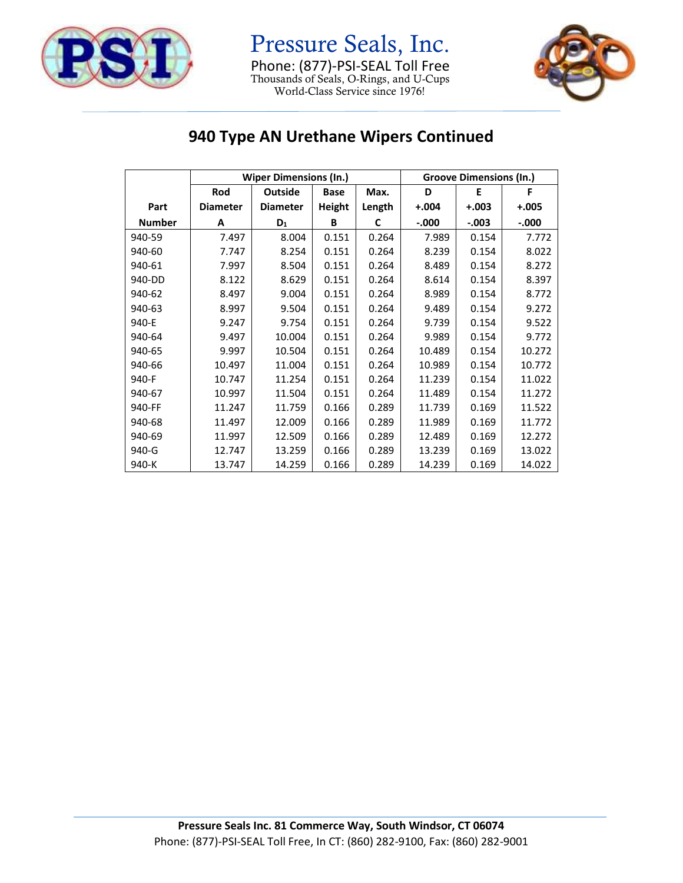## 940 Type AN Urethane Wipers Continued

| | Wiper Dimensions (In.) | | | | Groove Dimensions (In.) | | |
|---|---|---|---|---|---|---|---|
| Part Number | Rod Diameter A | Outside Diameter $D_1$ | Base Height B | Max. Length C | D +.004 -.000 | E +.003 -.003 | F +.005 -.000 |
| 940-59 | 7.497 | 8.004 | 0.151 | 0.264 | 7.989 | 0.154 | 7.772 |
| 940-60 | 7.747 | 8.254 | 0.151 | 0.264 | 8.239 | 0.154 | 8.022 |
| 940-61 | 7.997 | 8.504 | 0.151 | 0.264 | 8.489 | 0.154 | 8.272 |
| 940-DD | 8.122 | 8.629 | 0.151 | 0.264 | 8.614 | 0.154 | 8.397 |
| 940-62 | 8.497 | 9.004 | 0.151 | 0.264 | 8.989 | 0.154 | 8.772 |
| 940-63 | 8.997 | 9.504 | 0.151 | 0.264 | 9.489 | 0.154 | 9.272 |
| 940-E | 9.247 | 9.754 | 0.151 | 0.264 | 9.739 | 0.154 | 9.522 |
| 940-64 | 9.497 | 10.004 | 0.151 | 0.264 | 9.989 | 0.154 | 9.772 |
| 940-65 | 9.997 | 10.504 | 0.151 | 0.264 | 10.489 | 0.154 | 10.272 |
| 940-66 | 10.497 | 11.004 | 0.151 | 0.264 | 10.989 | 0.154 | 10.772 |
| 940-F | 10.747 | 11.254 | 0.151 | 0.264 | 11.239 | 0.154 | 11.022 |
| 940-67 | 10.997 | 11.504 | 0.151 | 0.264 | 11.489 | 0.154 | 11.272 |
| 940-FF | 11.247 | 11.759 | 0.166 | 0.289 | 11.739 | 0.169 | 11.522 |
| 940-68 | 11.497 | 12.009 | 0.166 | 0.289 | 11.989 | 0.169 | 11.772 |
| 940-69 | 11.997 | 12.509 | 0.166 | 0.289 | 12.489 | 0.169 | 12.272 |
| 940-G | 12.747 | 13.259 | 0.166 | 0.289 | 13.239 | 0.169 | 13.022 |
| 940-K | 13.747 | 14.259 | 0.166 | 0.289 | 14.239 | 0.169 | 14.022 |